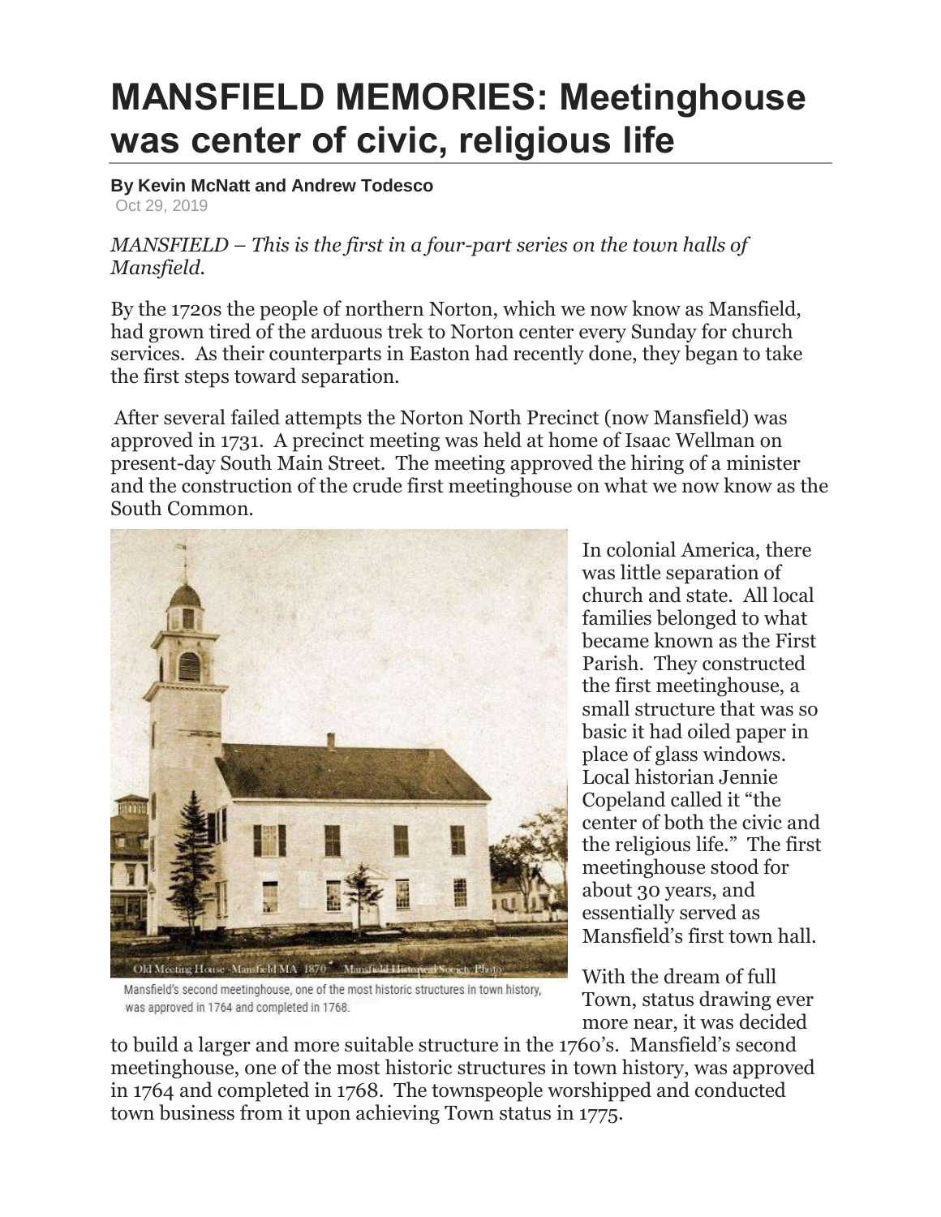# MANSFIELD MEMORIES: Meetinghouse was center of civic, religious life

**By Kevin McNatt and Andrew Todesco**

Oct 29, 2019

*MANSFIELD – This is the first in a four-part series on the town halls of Mansfield.*

By the 1720s the people of northern Norton, which we now know as Mansfield, had grown tired of the arduous trek to Norton center every Sunday for church services. As their counterparts in Easton had recently done, they began to take the first steps toward separation.

After several failed attempts the Norton North Precinct (now Mansfield) was approved in 1731. A precinct meeting was held at home of Isaac Wellman on present-day South Main Street. The meeting approved the hiring of a minister and the construction of the crude first meetinghouse on what we now know as the South Common.

Old Meeting House -Mansfield MA 1870 Mansfield Historical Society Photo

Mansfield's second meetinghouse, one of the most historic structures in town history, was approved in 1764 and completed in 1768.

In colonial America, there was little separation of church and state. All local families belonged to what became known as the First Parish. They constructed the first meetinghouse, a small structure that was so basic it had oiled paper in place of glass windows. Local historian Jennie Copeland called it "the center of both the civic and the religious life." The first meetinghouse stood for about 30 years, and essentially served as Mansfield's first town hall.

With the dream of full Town, status drawing ever more near, it was decided to build a larger and more suitable structure in the 1760's. Mansfield's second meetinghouse, one of the most historic structures in town history, was approved in 1764 and completed in 1768. The townspeople worshipped and conducted town business from it upon achieving Town status in 1775.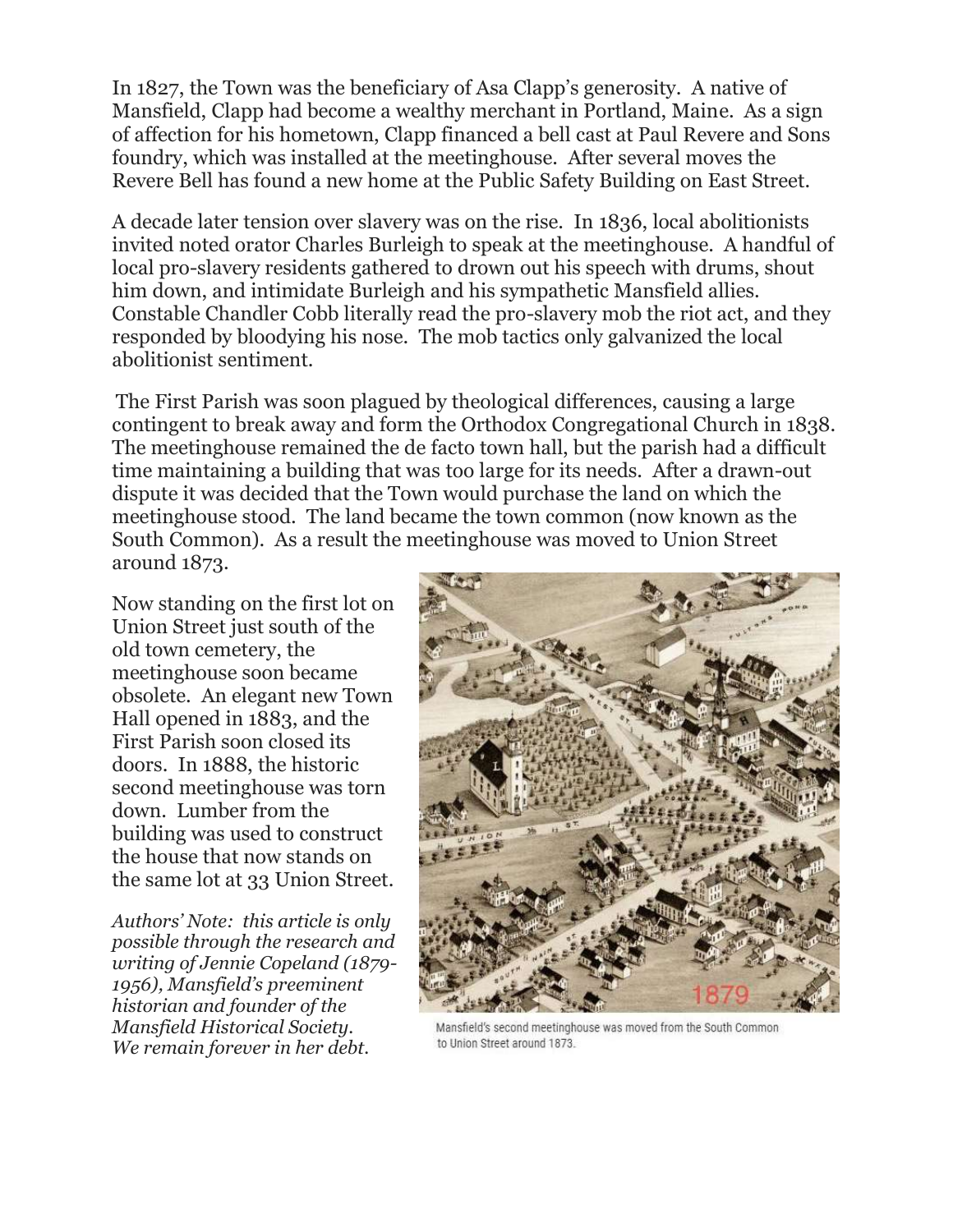In 1827, the Town was the beneficiary of Asa Clapp's generosity. A native of Mansfield, Clapp had become a wealthy merchant in Portland, Maine. As a sign of affection for his hometown, Clapp financed a bell cast at Paul Revere and Sons foundry, which was installed at the meetinghouse. After several moves the Revere Bell has found a new home at the Public Safety Building on East Street.

A decade later tension over slavery was on the rise. In 1836, local abolitionists invited noted orator Charles Burleigh to speak at the meetinghouse. A handful of local pro-slavery residents gathered to drown out his speech with drums, shout him down, and intimidate Burleigh and his sympathetic Mansfield allies. Constable Chandler Cobb literally read the pro-slavery mob the riot act, and they responded by bloodying his nose. The mob tactics only galvanized the local abolitionist sentiment.

The First Parish was soon plagued by theological differences, causing a large contingent to break away and form the Orthodox Congregational Church in 1838. The meetinghouse remained the de facto town hall, but the parish had a difficult time maintaining a building that was too large for its needs. After a drawn-out dispute it was decided that the Town would purchase the land on which the meetinghouse stood. The land became the town common (now known as the South Common). As a result the meetinghouse was moved to Union Street around 1873.

Now standing on the first lot on Union Street just south of the old town cemetery, the meetinghouse soon became obsolete. An elegant new Town Hall opened in 1883, and the First Parish soon closed its doors. In 1888, the historic second meetinghouse was torn down. Lumber from the building was used to construct the house that now stands on the same lot at 33 Union Street.

*Authors' Note: this article is only possible through the research and writing of Jennie Copeland (1879-1956), Mansfield's preeminent historian and founder of the Mansfield Historical Society. We remain forever in her debt.*

Mansfield's second meetinghouse was moved from the South Common to Union Street around 1873.